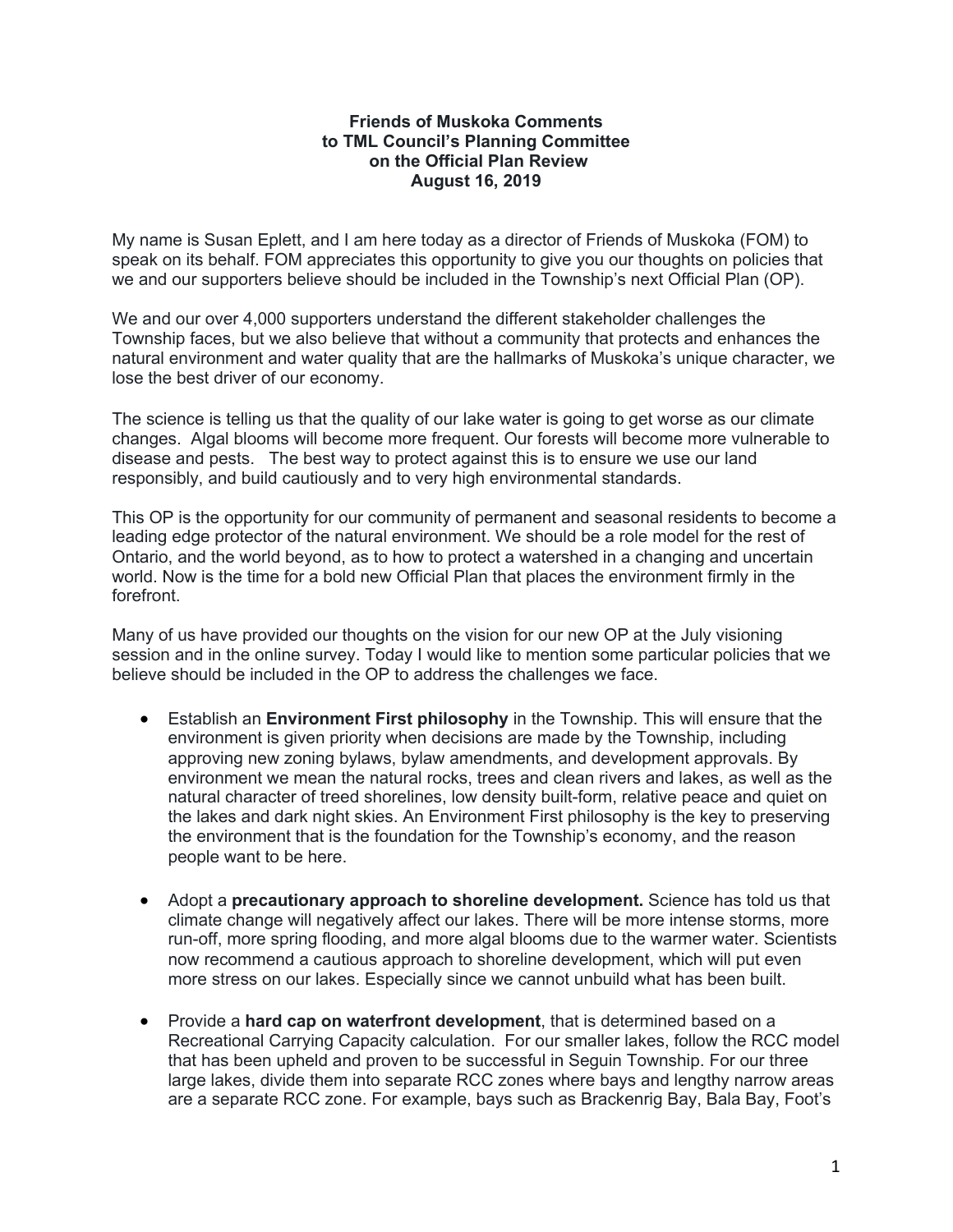**Friends of Muskoka Comments**
**to TML Council's Planning Committee**
**on the Official Plan Review**
**August 16, 2019**

My name is Susan Eplett, and I am here today as a director of Friends of Muskoka (FOM) to speak on its behalf. FOM appreciates this opportunity to give you our thoughts on policies that we and our supporters believe should be included in the Township's next Official Plan (OP).

We and our over 4,000 supporters understand the different stakeholder challenges the Township faces, but we also believe that without a community that protects and enhances the natural environment and water quality that are the hallmarks of Muskoka's unique character, we lose the best driver of our economy.

The science is telling us that the quality of our lake water is going to get worse as our climate changes. Algal blooms will become more frequent. Our forests will become more vulnerable to disease and pests. The best way to protect against this is to ensure we use our land responsibly, and build cautiously and to very high environmental standards.

This OP is the opportunity for our community of permanent and seasonal residents to become a leading edge protector of the natural environment. We should be a role model for the rest of Ontario, and the world beyond, as to how to protect a watershed in a changing and uncertain world. Now is the time for a bold new Official Plan that places the environment firmly in the forefront.

Many of us have provided our thoughts on the vision for our new OP at the July visioning session and in the online survey. Today I would like to mention some particular policies that we believe should be included in the OP to address the challenges we face.

- Establish an **Environment First philosophy** in the Township. This will ensure that the environment is given priority when decisions are made by the Township, including approving new zoning bylaws, bylaw amendments, and development approvals. By environment we mean the natural rocks, trees and clean rivers and lakes, as well as the natural character of treed shorelines, low density built-form, relative peace and quiet on the lakes and dark night skies. An Environment First philosophy is the key to preserving the environment that is the foundation for the Township's economy, and the reason people want to be here.

- Adopt a **precautionary approach to shoreline development.** Science has told us that climate change will negatively affect our lakes. There will be more intense storms, more run-off, more spring flooding, and more algal blooms due to the warmer water. Scientists now recommend a cautious approach to shoreline development, which will put even more stress on our lakes. Especially since we cannot unbuild what has been built.

- Provide a **hard cap on waterfront development**, that is determined based on a Recreational Carrying Capacity calculation. For our smaller lakes, follow the RCC model that has been upheld and proven to be successful in Seguin Township. For our three large lakes, divide them into separate RCC zones where bays and lengthy narrow areas are a separate RCC zone. For example, bays such as Brackenrig Bay, Bala Bay, Foot's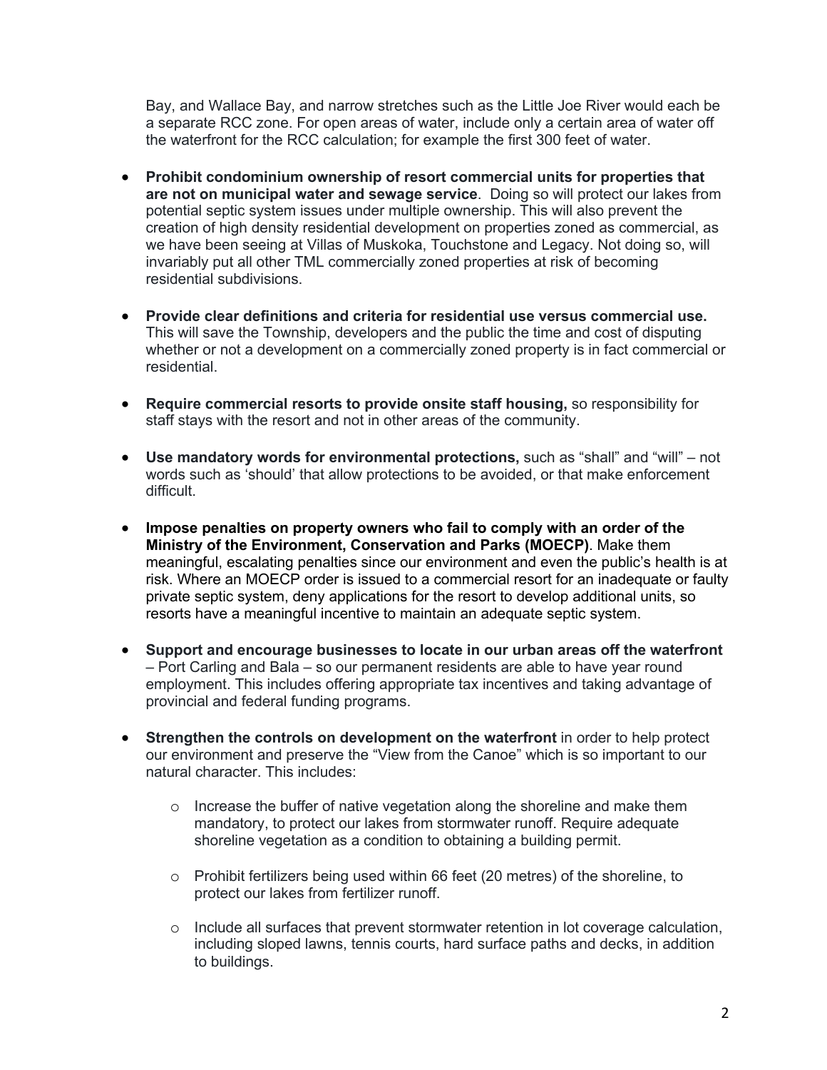Bay, and Wallace Bay, and narrow stretches such as the Little Joe River would each be a separate RCC zone. For open areas of water, include only a certain area of water off the waterfront for the RCC calculation; for example the first 300 feet of water.

- **Prohibit condominium ownership of resort commercial units for properties that are not on municipal water and sewage service**. Doing so will protect our lakes from potential septic system issues under multiple ownership. This will also prevent the creation of high density residential development on properties zoned as commercial, as we have been seeing at Villas of Muskoka, Touchstone and Legacy. Not doing so, will invariably put all other TML commercially zoned properties at risk of becoming residential subdivisions.

- **Provide clear definitions and criteria for residential use versus commercial use.** This will save the Township, developers and the public the time and cost of disputing whether or not a development on a commercially zoned property is in fact commercial or residential.

- **Require commercial resorts to provide onsite staff housing,** so responsibility for staff stays with the resort and not in other areas of the community.

- **Use mandatory words for environmental protections,** such as "shall" and "will" – not words such as 'should' that allow protections to be avoided, or that make enforcement difficult.

- **Impose penalties on property owners who fail to comply with an order of the Ministry of the Environment, Conservation and Parks (MOECP)**. Make them meaningful, escalating penalties since our environment and even the public's health is at risk. Where an MOECP order is issued to a commercial resort for an inadequate or faulty private septic system, deny applications for the resort to develop additional units, so resorts have a meaningful incentive to maintain an adequate septic system.

- **Support and encourage businesses to locate in our urban areas off the waterfront** – Port Carling and Bala – so our permanent residents are able to have year round employment. This includes offering appropriate tax incentives and taking advantage of provincial and federal funding programs.

- **Strengthen the controls on development on the waterfront** in order to help protect our environment and preserve the "View from the Canoe" which is so important to our natural character. This includes:

  - Increase the buffer of native vegetation along the shoreline and make them mandatory, to protect our lakes from stormwater runoff. Require adequate shoreline vegetation as a condition to obtaining a building permit.

  - Prohibit fertilizers being used within 66 feet (20 metres) of the shoreline, to protect our lakes from fertilizer runoff.

  - Include all surfaces that prevent stormwater retention in lot coverage calculation, including sloped lawns, tennis courts, hard surface paths and decks, in addition to buildings.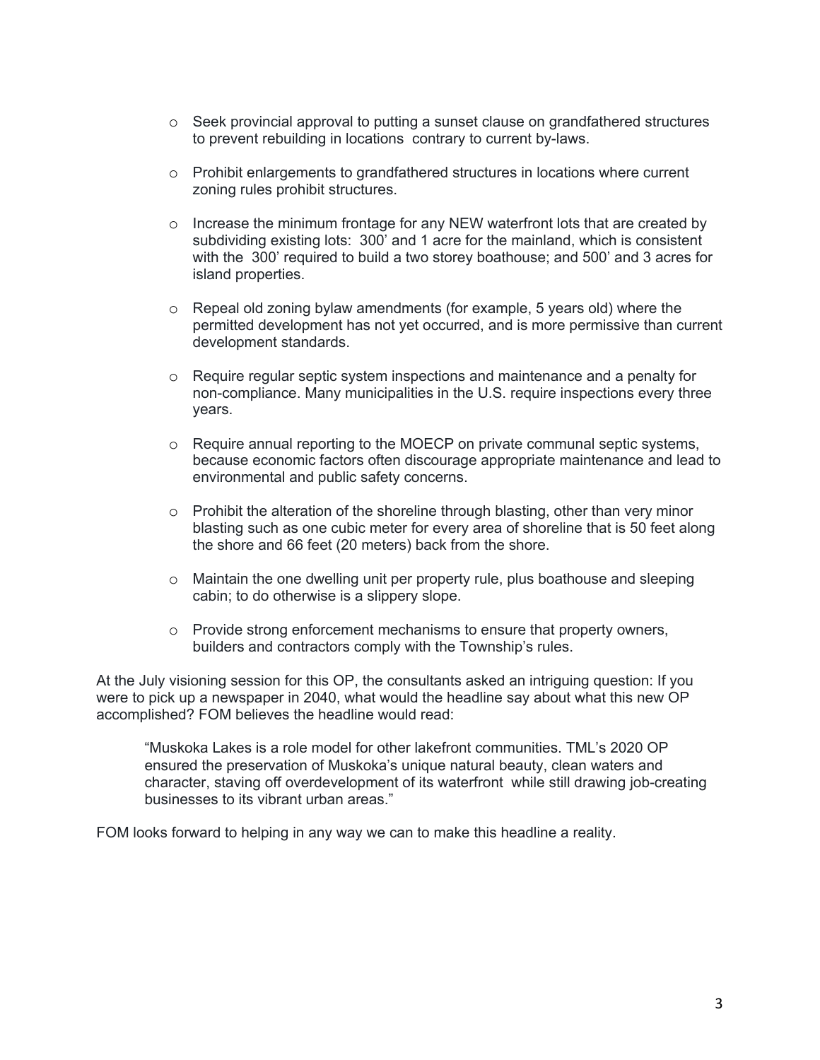- Seek provincial approval to putting a sunset clause on grandfathered structures to prevent rebuilding in locations contrary to current by-laws.
- Prohibit enlargements to grandfathered structures in locations where current zoning rules prohibit structures.
- Increase the minimum frontage for any NEW waterfront lots that are created by subdividing existing lots: 300' and 1 acre for the mainland, which is consistent with the 300' required to build a two storey boathouse; and 500' and 3 acres for island properties.
- Repeal old zoning bylaw amendments (for example, 5 years old) where the permitted development has not yet occurred, and is more permissive than current development standards.
- Require regular septic system inspections and maintenance and a penalty for non-compliance. Many municipalities in the U.S. require inspections every three years.
- Require annual reporting to the MOECP on private communal septic systems, because economic factors often discourage appropriate maintenance and lead to environmental and public safety concerns.
- Prohibit the alteration of the shoreline through blasting, other than very minor blasting such as one cubic meter for every area of shoreline that is 50 feet along the shore and 66 feet (20 meters) back from the shore.
- Maintain the one dwelling unit per property rule, plus boathouse and sleeping cabin; to do otherwise is a slippery slope.
- Provide strong enforcement mechanisms to ensure that property owners, builders and contractors comply with the Township's rules.

At the July visioning session for this OP, the consultants asked an intriguing question: If you were to pick up a newspaper in 2040, what would the headline say about what this new OP accomplished? FOM believes the headline would read:

> "Muskoka Lakes is a role model for other lakefront communities. TML's 2020 OP ensured the preservation of Muskoka's unique natural beauty, clean waters and character, staving off overdevelopment of its waterfront while still drawing job-creating businesses to its vibrant urban areas."

FOM looks forward to helping in any way we can to make this headline a reality.